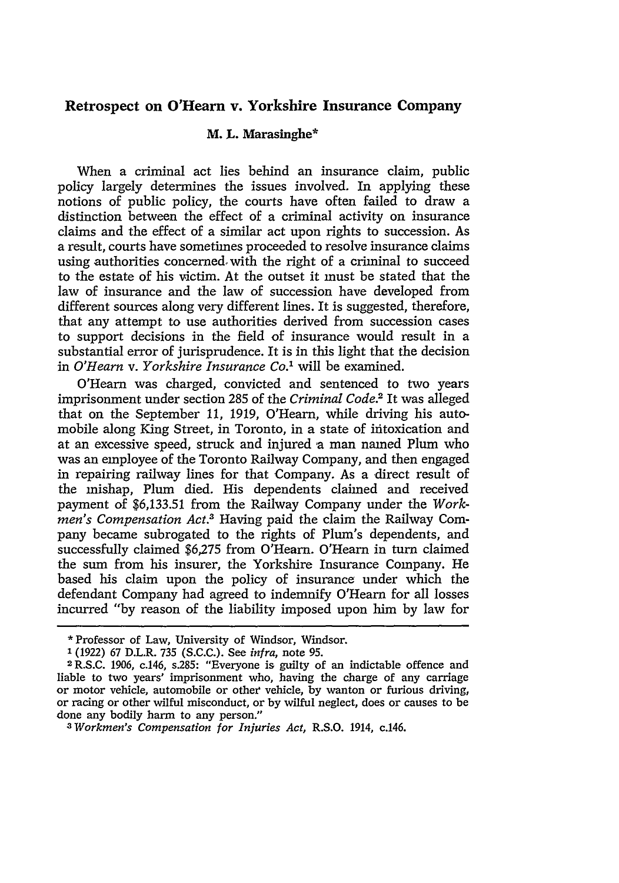## Retrospect on O'Hearn v. Yorkshire Insurance Company

**M. L. Marasinghe***

When a criminal act lies behind an insurance claim, public policy largely determines the issues involved. In applying these notions of public policy, the courts have often failed to draw a distinction between the effect of a criminal activity on insurance claims and the effect of a similar act upon rights to succession. As a result, courts have sometimes proceeded to resolve insurance claims using authorities concerned with the right of a criminal to succeed to the estate of his victim. At the outset it must be stated that the law of insurance and the law of succession have developed from different sources along very different lines. It is suggested, therefore, that any attempt to use authorities derived from succession cases to support decisions in the field of insurance would result in a substantial error of jurisprudence. It is in this light that the decision in *O'Hearn* v. *Yorkshire Insurance Co.*[1] will be examined.

O'Hearn was charged, convicted and sentenced to two years imprisonment under section 285 of the *Criminal Code*.[2] It was alleged that on the September 11, 1919, O'Hearn, while driving his automobile along King Street, in Toronto, in a state of intoxication and at an excessive speed, struck and injured a man named Plum who was an employee of the Toronto Railway Company, and then engaged in repairing railway lines for that Company. As a direct result of the mishap, Plum died. His dependents claimed and received payment of $6,133.51 from the Railway Company under the *Workmen's Compensation Act*.[3] Having paid the claim the Railway Company became subrogated to the rights of Plum's dependents, and successfully claimed $6,275 from O'Hearn. O'Hearn in turn claimed the sum from his insurer, the Yorkshire Insurance Company. He based his claim upon the policy of insurance under which the defendant Company had agreed to indemnify O'Hearn for all losses incurred "by reason of the liability imposed upon him by law for

---

\* Professor of Law, University of Windsor, Windsor.

[1] (1922) 67 D.L.R. 735 (S.C.C.). See *infra*, note 95.

[2] R.S.C. 1906, c.146, s.285: "Everyone is guilty of an indictable offence and liable to two years' imprisonment who, having the charge of any carriage or motor vehicle, automobile or other vehicle, by wanton or furious driving, or racing or other wilful misconduct, or by wilful neglect, does or causes to be done any bodily harm to any person."

[3] *Workmen's Compensation for Injuries Act*, R.S.O. 1914, c.146.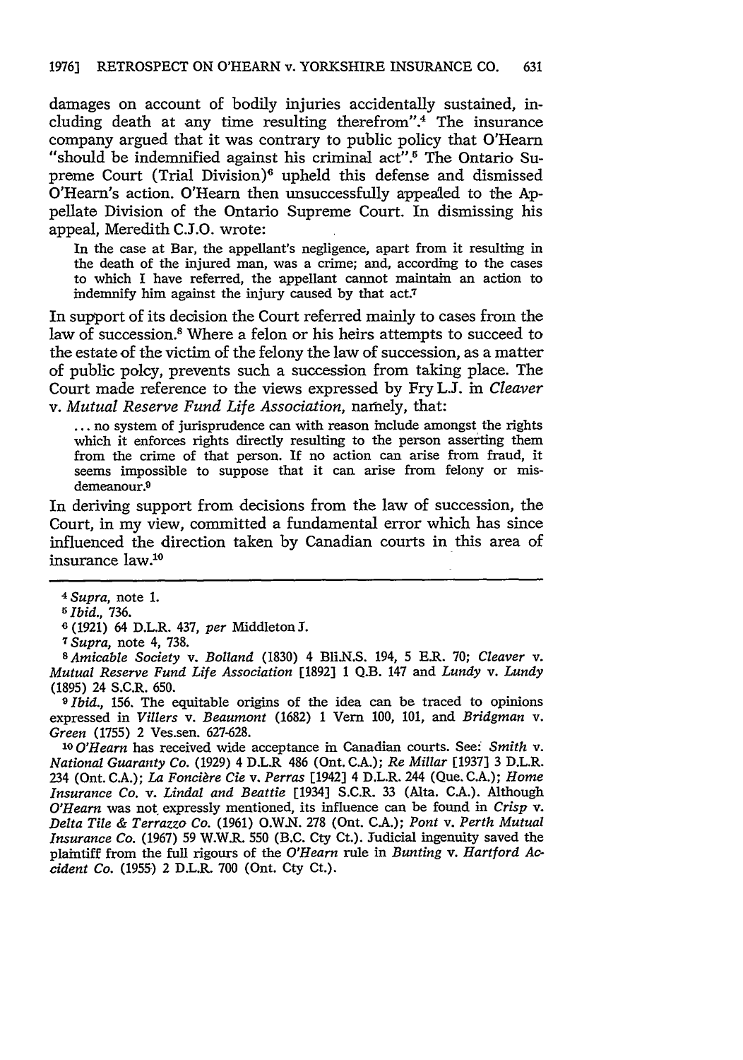damages on account of bodily injuries accidentally sustained, including death at any time resulting therefrom".[4] The insurance company argued that it was contrary to public policy that O'Hearn "should be indemnified against his criminal act".[5] The Ontario Supreme Court (Trial Division)[6] upheld this defense and dismissed O'Hearn's action. O'Hearn then unsuccessfully appealed to the Appellate Division of the Ontario Supreme Court. In dismissing his appeal, Meredith C.J.O. wrote:

> In the case at Bar, the appellant's negligence, apart from it resulting in the death of the injured man, was a crime; and, according to the cases to which I have referred, the appellant cannot maintain an action to indemnify him against the injury caused by that act.[7]

In support of its decision the Court referred mainly to cases from the law of succession.[8] Where a felon or his heirs attempts to succeed to the estate of the victim of the felony the law of succession, as a matter of public polcy, prevents such a succession from taking place. The Court made reference to the views expressed by Fry L.J. in *Cleaver v. Mutual Reserve Fund Life Association*, namely, that:

> ... no system of jurisprudence can with reason include amongst the rights which it enforces rights directly resulting to the person asserting them from the crime of that person. If no action can arise from fraud, it seems impossible to suppose that it can arise from felony or misdemeanour.[9]

In deriving support from decisions from the law of succession, the Court, in my view, committed a fundamental error which has since influenced the direction taken by Canadian courts in this area of insurance law.[10]

---

[4] *Supra*, note 1.

[5] *Ibid.*, 736.

[6] (1921) 64 D.L.R. 437, *per* Middleton J.

[7] *Supra*, note 4, 738.

[8] *Amicable Society* v. *Bolland* (1830) 4 Bli.N.S. 194, 5 E.R. 70; *Cleaver* v. *Mutual Reserve Fund Life Association* [1892] 1 Q.B. 147 and *Lundy* v. *Lundy* (1895) 24 S.C.R. 650.

[9] *Ibid.*, 156. The equitable origins of the idea can be traced to opinions expressed in *Villers* v. *Beaumont* (1682) 1 Vern 100, 101, and *Bridgman* v. *Green* (1755) 2 Ves.sen. 627-628.

[10] *O'Hearn* has received wide acceptance in Canadian courts. See: *Smith* v. *National Guaranty Co.* (1929) 4 D.L.R 486 (Ont. C.A.); *Re Millar* [1937] 3 D.L.R. 234 (Ont. C.A.); *La Foncière Cie* v. *Perras* [1942] 4 D.L.R. 244 (Que. C.A.); *Home Insurance Co.* v. *Lindal and Beattie* [1934] S.C.R. 33 (Alta. C.A.). Although *O'Hearn* was not expressly mentioned, its influence can be found in *Crisp* v. *Delta Tile & Terrazzo Co.* (1961) O.W.N. 278 (Ont. C.A.); *Pont* v. *Perth Mutual Insurance Co.* (1967) 59 W.W.R. 550 (B.C. Cty Ct.). Judicial ingenuity saved the plaintiff from the full rigours of the *O'Hearn* rule in *Bunting* v. *Hartford Accident Co.* (1955) 2 D.L.R. 700 (Ont. Cty Ct.).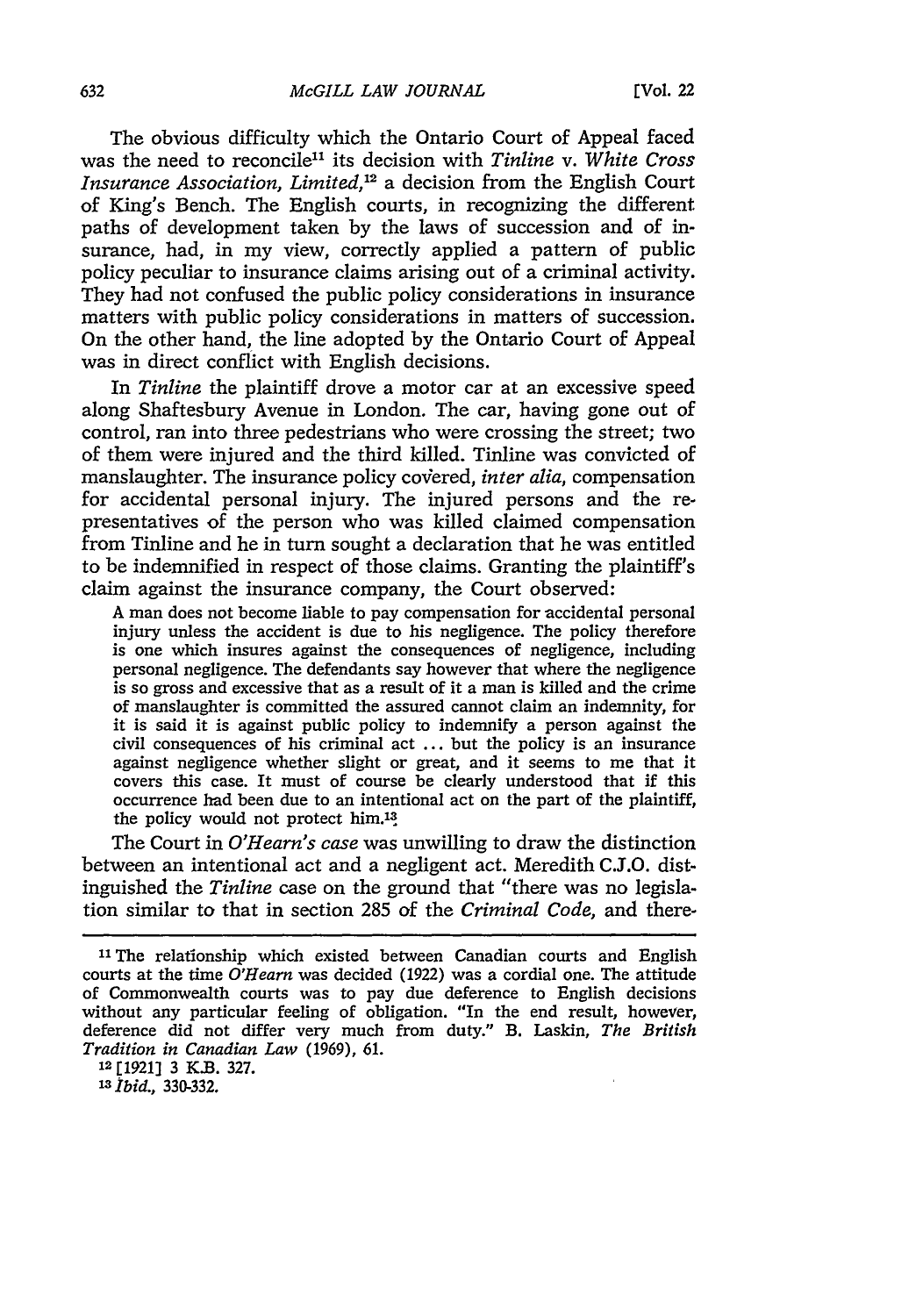The obvious difficulty which the Ontario Court of Appeal faced was the need to reconcile[11] its decision with *Tinline* v. *White Cross Insurance Association, Limited*,[12] a decision from the English Court of King's Bench. The English courts, in recognizing the different paths of development taken by the laws of succession and of insurance, had, in my view, correctly applied a pattern of public policy peculiar to insurance claims arising out of a criminal activity. They had not confused the public policy considerations in insurance matters with public policy considerations in matters of succession. On the other hand, the line adopted by the Ontario Court of Appeal was in direct conflict with English decisions.

In *Tinline* the plaintiff drove a motor car at an excessive speed along Shaftesbury Avenue in London. The car, having gone out of control, ran into three pedestrians who were crossing the street; two of them were injured and the third killed. Tinline was convicted of manslaughter. The insurance policy covered, *inter alia*, compensation for accidental personal injury. The injured persons and the representatives of the person who was killed claimed compensation from Tinline and he in turn sought a declaration that he was entitled to be indemnified in respect of those claims. Granting the plaintiff's claim against the insurance company, the Court observed:

> A man does not become liable to pay compensation for accidental personal injury unless the accident is due to his negligence. The policy therefore is one which insures against the consequences of negligence, including personal negligence. The defendants say however that where the negligence is so gross and excessive that as a result of it a man is killed and the crime of manslaughter is committed the assured cannot claim an indemnity, for it is said it is against public policy to indemnify a person against the civil consequences of his criminal act ... but the policy is an insurance against negligence whether slight or great, and it seems to me that it covers this case. It must of course be clearly understood that if this occurrence had been due to an intentional act on the part of the plaintiff, the policy would not protect him.[13]

The Court in *O'Hearn's case* was unwilling to draw the distinction between an intentional act and a negligent act. Meredith C.J.O. distinguished the *Tinline* case on the ground that "there was no legislation similar to that in section 285 of the *Criminal Code*, and there-

---

[11] The relationship which existed between Canadian courts and English courts at the time *O'Hearn* was decided (1922) was a cordial one. The attitude of Commonwealth courts was to pay due deference to English decisions without any particular feeling of obligation. "In the end result, however, deference did not differ very much from duty." B. Laskin, *The British Tradition in Canadian Law* (1969), 61.

[12] [1921] 3 K.B. 327.

[13] *Ibid.*, 330-332.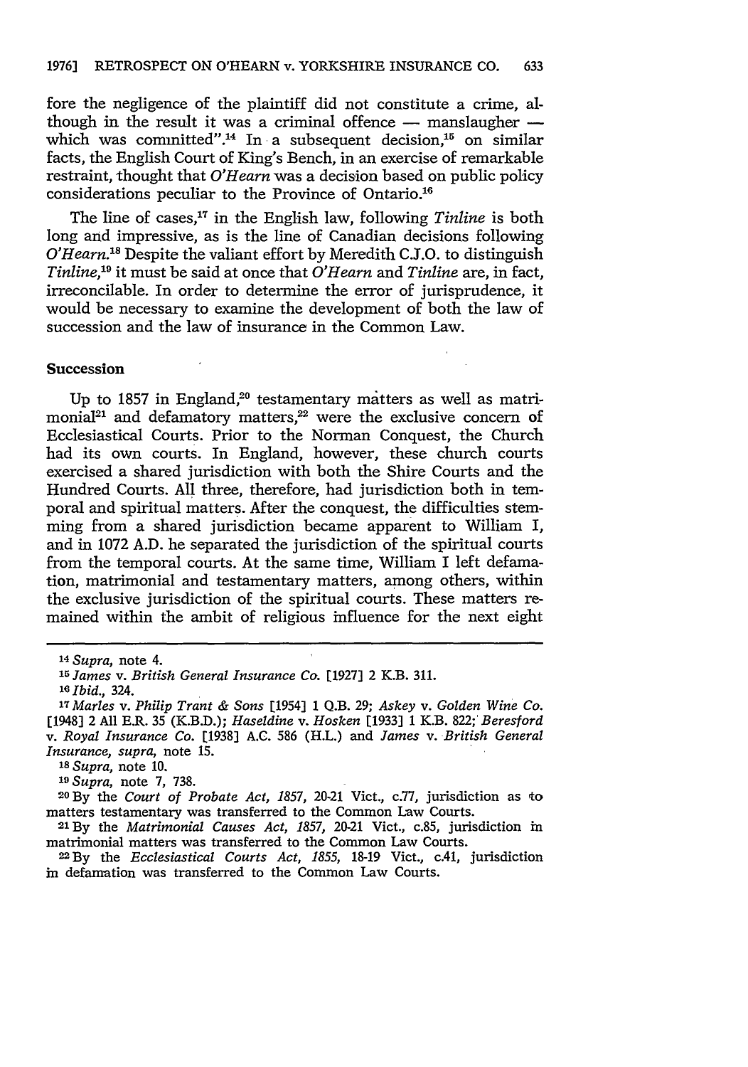fore the negligence of the plaintiff did not constitute a crime, although in the result it was a criminal offence — manslaughter — which was committed".[14] In a subsequent decision,[15] on similar facts, the English Court of King's Bench, in an exercise of remarkable restraint, thought that *O'Hearn* was a decision based on public policy considerations peculiar to the Province of Ontario.[16]

The line of cases,[17] in the English law, following *Tinline* is both long and impressive, as is the line of Canadian decisions following *O'Hearn*.[18] Despite the valiant effort by Meredith C.J.O. to distinguish *Tinline*,[19] it must be said at once that *O'Hearn* and *Tinline* are, in fact, irreconcilable. In order to determine the error of jurisprudence, it would be necessary to examine the development of both the law of succession and the law of insurance in the Common Law.

### Succession

Up to 1857 in England,[20] testamentary matters as well as matrimonial[21] and defamatory matters,[22] were the exclusive concern of Ecclesiastical Courts. Prior to the Norman Conquest, the Church had its own courts. In England, however, these church courts exercised a shared jurisdiction with both the Shire Courts and the Hundred Courts. All three, therefore, had jurisdiction both in temporal and spiritual matters. After the conquest, the difficulties stemming from a shared jurisdiction became apparent to William I, and in 1072 A.D. he separated the jurisdiction of the spiritual courts from the temporal courts. At the same time, William I left defamation, matrimonial and testamentary matters, among others, within the exclusive jurisdiction of the spiritual courts. These matters remained within the ambit of religious influence for the next eight

---

[14] *Supra*, note 4.

[15] *James* v. *British General Insurance Co.* [1927] 2 K.B. 311.

[16] *Ibid.*, 324.

[17] *Marles* v. *Philip Trant & Sons* [1954] 1 Q.B. 29; *Askey* v. *Golden Wine Co.* [1948] 2 All E.R. 35 (K.B.D.); *Haseldine* v. *Hosken* [1933] 1 K.B. 822; *Beresford* v. *Royal Insurance Co.* [1938] A.C. 586 (H.L.) and *James* v. *British General Insurance, supra*, note 15.

[18] *Supra*, note 10.

[19] *Supra*, note 7, 738.

[20] By the *Court of Probate Act, 1857*, 20-21 Vict., c.77, jurisdiction as to matters testamentary was transferred to the Common Law Courts.

[21] By the *Matrimonial Causes Act, 1857*, 20-21 Vict., c.85, jurisdiction in matrimonial matters was transferred to the Common Law Courts.

[22] By the *Ecclesiastical Courts Act, 1855*, 18-19 Vict., c.41, jurisdiction in defamation was transferred to the Common Law Courts.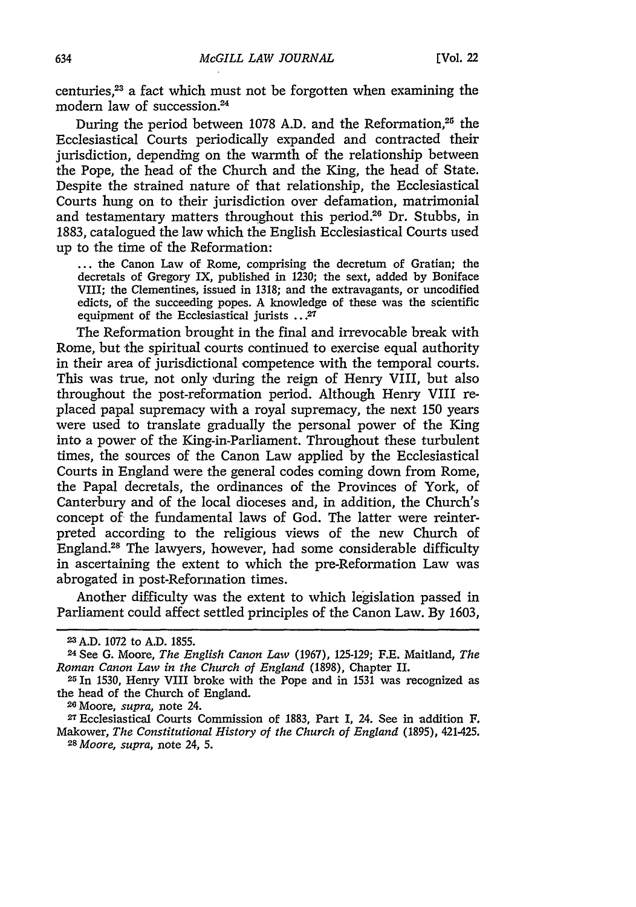centuries,[23] a fact which must not be forgotten when examining the modern law of succession.[24]

During the period between 1078 A.D. and the Reformation,[25] the Ecclesiastical Courts periodically expanded and contracted their jurisdiction, depending on the warmth of the relationship between the Pope, the head of the Church and the King, the head of State. Despite the strained nature of that relationship, the Ecclesiastical Courts hung on to their jurisdiction over defamation, matrimonial and testamentary matters throughout this period.[26] Dr. Stubbs, in 1883, catalogued the law which the English Ecclesiastical Courts used up to the time of the Reformation:

> ... the Canon Law of Rome, comprising the decretum of Gratian; the decretals of Gregory IX, published in 1230; the sext, added by Boniface VIII; the Clementines, issued in 1318; and the extravagants, or uncodified edicts, of the succeeding popes. A knowledge of these was the scientific equipment of the Ecclesiastical jurists ...[27]

The Reformation brought in the final and irrevocable break with Rome, but the spiritual courts continued to exercise equal authority in their area of jurisdictional competence with the temporal courts. This was true, not only during the reign of Henry VIII, but also throughout the post-reformation period. Although Henry VIII replaced papal supremacy with a royal supremacy, the next 150 years were used to translate gradually the personal power of the King into a power of the King-in-Parliament. Throughout these turbulent times, the sources of the Canon Law applied by the Ecclesiastical Courts in England were the general codes coming down from Rome, the Papal decretals, the ordinances of the Provinces of York, of Canterbury and of the local dioceses and, in addition, the Church's concept of the fundamental laws of God. The latter were reinterpreted according to the religious views of the new Church of England.[28] The lawyers, however, had some considerable difficulty in ascertaining the extent to which the pre-Reformation Law was abrogated in post-Reformation times.

Another difficulty was the extent to which legislation passed in Parliament could affect settled principles of the Canon Law. By 1603,

---

[23] A.D. 1072 to A.D. 1855.

[24] See G. Moore, *The English Canon Law* (1967), 125-129; F.E. Maitland, *The Roman Canon Law in the Church of England* (1898), Chapter II.

[25] In 1530, Henry VIII broke with the Pope and in 1531 was recognized as the head of the Church of England.

[26] Moore, *supra*, note 24.

[27] Ecclesiastical Courts Commission of 1883, Part I, 24. See in addition F. Makower, *The Constitutional History of the Church of England* (1895), 421-425.

[28] *Moore, supra*, note 24, 5.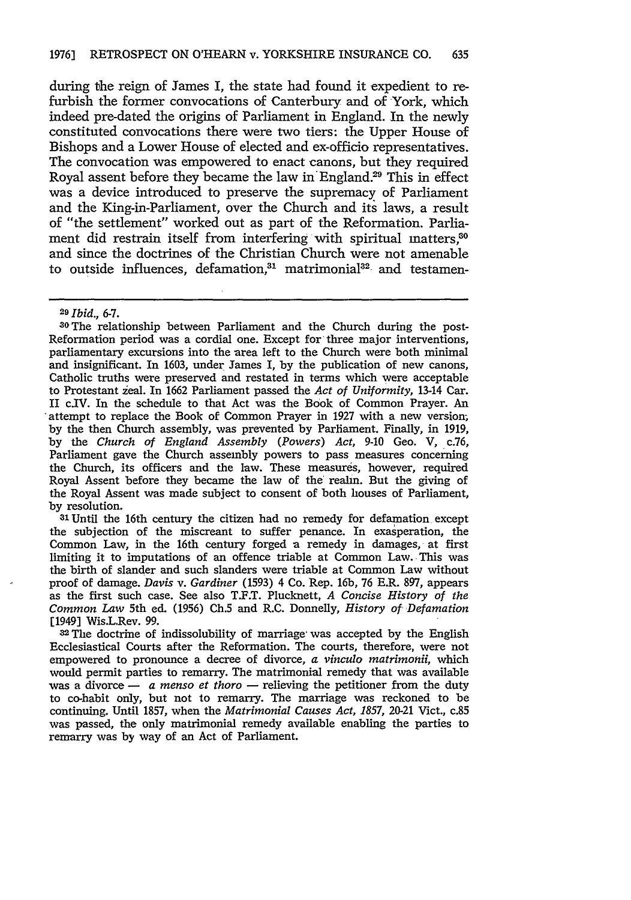during the reign of James I, the state had found it expedient to refurbish the former convocations of Canterbury and of York, which indeed pre-dated the origins of Parliament in England. In the newly constituted convocations there were two tiers: the Upper House of Bishops and a Lower House of elected and ex-officio representatives. The convocation was empowered to enact canons, but they required Royal assent before they became the law in England.[29] This in effect was a device introduced to preserve the supremacy of Parliament and the King-in-Parliament, over the Church and its laws, a result of "the settlement" worked out as part of the Reformation. Parliament did restrain itself from interfering with spiritual matters,[30] and since the doctrines of the Christian Church were not amenable to outside influences, defamation,[31] matrimonial[32] and testamen-

---

[29] *Ibid.*, 6-7.

[30] The relationship between Parliament and the Church during the post-Reformation period was a cordial one. Except for three major interventions, parliamentary excursions into the area left to the Church were both minimal and insignificant. In 1603, under James I, by the publication of new canons, Catholic truths were preserved and restated in terms which were acceptable to Protestant zeal. In 1662 Parliament passed the *Act of Uniformity*, 13-14 Car. II c.IV. In the schedule to that Act was the Book of Common Prayer. An attempt to replace the Book of Common Prayer in 1927 with a new version, by the then Church assembly, was prevented by Parliament. Finally, in 1919, by the *Church of England Assembly (Powers) Act*, 9-10 Geo. V, c.76, Parliament gave the Church assembly powers to pass measures concerning the Church, its officers and the law. These measures, however, required Royal Assent before they became the law of the realm. But the giving of the Royal Assent was made subject to consent of both houses of Parliament, by resolution.

[31] Until the 16th century the citizen had no remedy for defamation except the subjection of the miscreant to suffer penance. In exasperation, the Common Law, in the 16th century forged a remedy in damages, at first limiting it to imputations of an offence triable at Common Law. This was the birth of slander and such slanders were triable at Common Law without proof of damage. *Davis* v. *Gardiner* (1593) 4 Co. Rep. 16b, 76 E.R. 897, appears as the first such case. See also T.F.T. Plucknett, *A Concise History of the Common Law* 5th ed. (1956) Ch.5 and R.C. Donnelly, *History of Defamation* [1949] Wis.L.Rev. 99.

[32] The doctrine of indissolubility of marriage was accepted by the English Ecclesiastical Courts after the Reformation. The courts, therefore, were not empowered to pronounce a decree of divorce, *a vinculo matrimonii*, which would permit parties to remarry. The matrimonial remedy that was available was a divorce — *a menso et thoro* — relieving the petitioner from the duty to co-habit only, but not to remarry. The marriage was reckoned to be continuing. Until 1857, when the *Matrimonial Causes Act, 1857*, 20-21 Vict., c.85 was passed, the only matrimonial remedy available enabling the parties to remarry was by way of an Act of Parliament.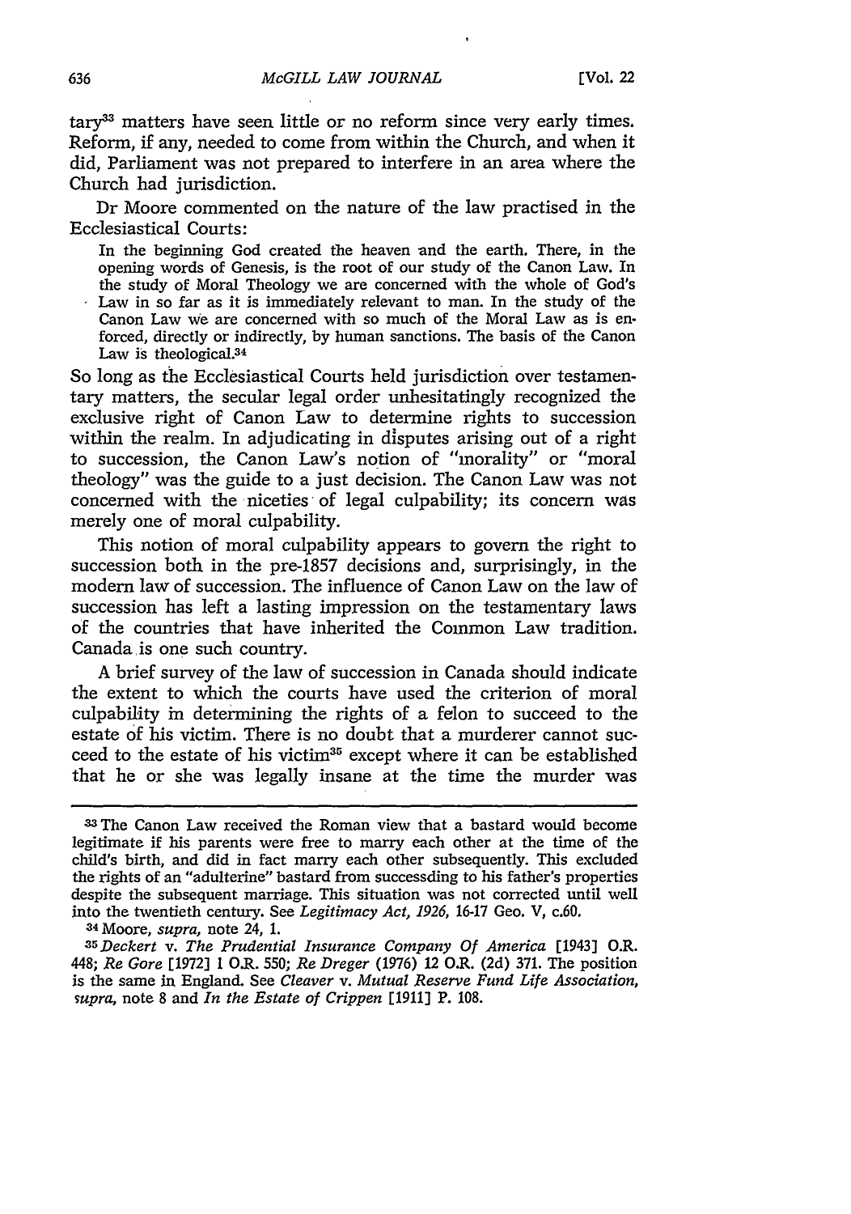tary[33] matters have seen little or no reform since very early times. Reform, if any, needed to come from within the Church, and when it did, Parliament was not prepared to interfere in an area where the Church had jurisdiction.

Dr Moore commented on the nature of the law practised in the Ecclesiastical Courts:

> In the beginning God created the heaven and the earth. There, in the opening words of Genesis, is the root of our study of the Canon Law. In the study of Moral Theology we are concerned with the whole of God's Law in so far as it is immediately relevant to man. In the study of the Canon Law we are concerned with so much of the Moral Law as is enforced, directly or indirectly, by human sanctions. The basis of the Canon Law is theological.[34]

So long as the Ecclesiastical Courts held jurisdiction over testamentary matters, the secular legal order unhesitatingly recognized the exclusive right of Canon Law to determine rights to succession within the realm. In adjudicating in disputes arising out of a right to succession, the Canon Law's notion of "morality" or "moral theology" was the guide to a just decision. The Canon Law was not concerned with the niceties of legal culpability; its concern was merely one of moral culpability.

This notion of moral culpability appears to govern the right to succession both in the pre-1857 decisions and, surprisingly, in the modern law of succession. The influence of Canon Law on the law of succession has left a lasting impression on the testamentary laws of the countries that have inherited the Common Law tradition. Canada is one such country.

A brief survey of the law of succession in Canada should indicate the extent to which the courts have used the criterion of moral culpability in determining the rights of a felon to succeed to the estate of his victim. There is no doubt that a murderer cannot succeed to the estate of his victim[35] except where it can be established that he or she was legally insane at the time the murder was

---

[33] The Canon Law received the Roman view that a bastard would become legitimate if his parents were free to marry each other at the time of the child's birth, and did in fact marry each other subsequently. This excluded the rights of an "adulterine" bastard from successding to his father's properties despite the subsequent marriage. This situation was not corrected until well into the twentieth century. See *Legitimacy Act, 1926*, 16-17 Geo. V, c.60.

[34] Moore, *supra*, note 24, 1.

[35] *Deckert* v. *The Prudential Insurance Company Of America* [1943] O.R. 448; *Re Gore* [1972] 1 O.R. 550; *Re Dreger* (1976) 12 O.R. (2d) 371. The position is the same in England. See *Cleaver* v. *Mutual Reserve Fund Life Association, supra*, note 8 and *In the Estate of Crippen* [1911] P. 108.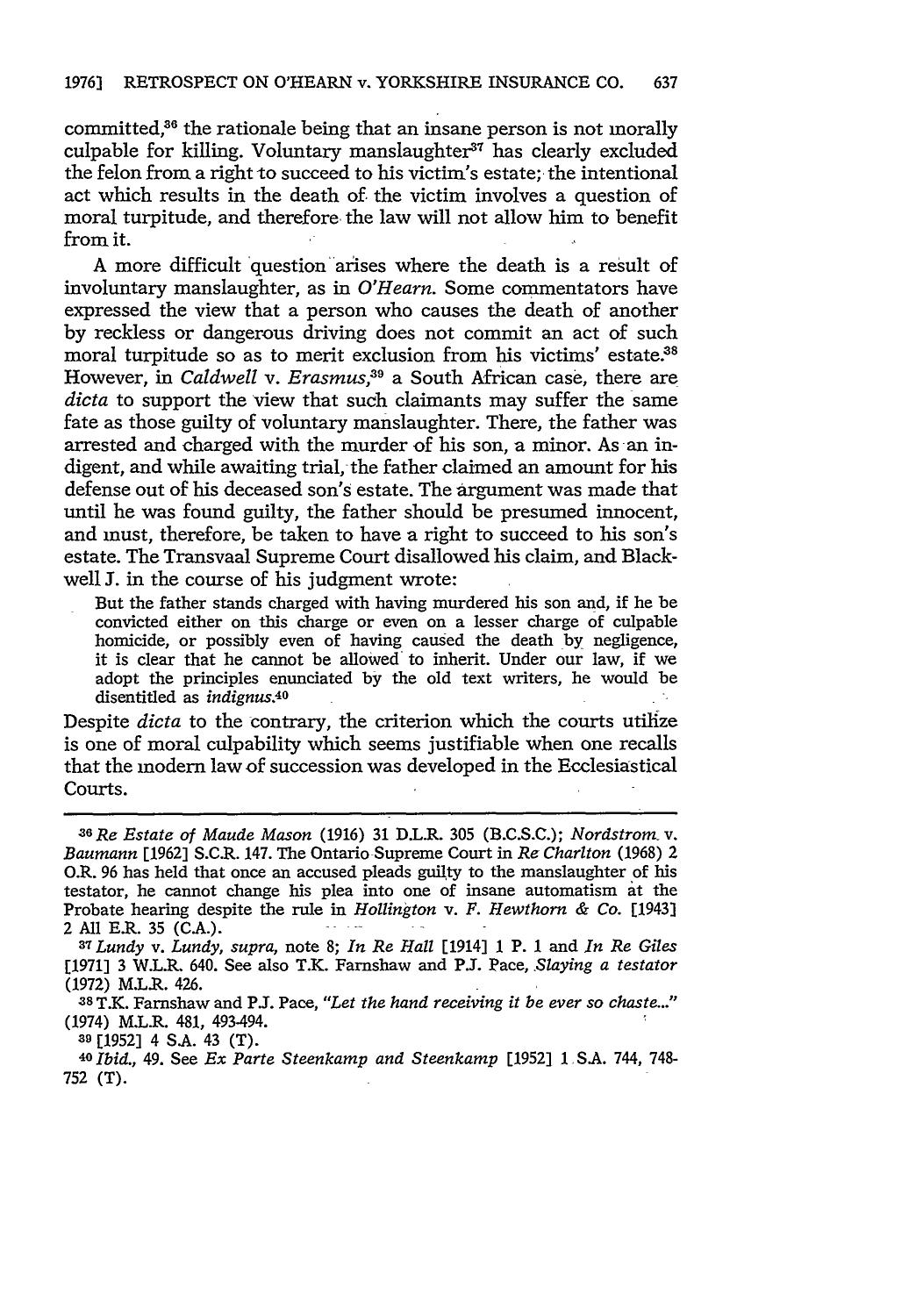committed,[36] the rationale being that an insane person is not morally culpable for killing. Voluntary manslaughter[37] has clearly excluded the felon from a right to succeed to his victim's estate; the intentional act which results in the death of the victim involves a question of moral turpitude, and therefore the law will not allow him to benefit from it.

A more difficult question arises where the death is a result of involuntary manslaughter, as in *O'Hearn*. Some commentators have expressed the view that a person who causes the death of another by reckless or dangerous driving does not commit an act of such moral turpitude so as to merit exclusion from his victims' estate.[38] However, in *Caldwell* v. *Erasmus*,[39] a South African case, there are *dicta* to support the view that such claimants may suffer the same fate as those guilty of voluntary manslaughter. There, the father was arrested and charged with the murder of his son, a minor. As an indigent, and while awaiting trial, the father claimed an amount for his defense out of his deceased son's estate. The argument was made that until he was found guilty, the father should be presumed innocent, and must, therefore, be taken to have a right to succeed to his son's estate. The Transvaal Supreme Court disallowed his claim, and Blackwell J. in the course of his judgment wrote:

> But the father stands charged with having murdered his son and, if he be convicted either on this charge or even on a lesser charge of culpable homicide, or possibly even of having caused the death by negligence, it is clear that he cannot be allowed to inherit. Under our law, if we adopt the principles enunciated by the old text writers, he would be disentitled as *indignus*.[40]

Despite *dicta* to the contrary, the criterion which the courts utilize is one of moral culpability which seems justifiable when one recalls that the modern law of succession was developed in the Ecclesiastical Courts.

---

[36] *Re Estate of Maude Mason* (1916) 31 D.L.R. 305 (B.C.S.C.); *Nordstrom* v. *Baumann* [1962] S.C.R. 147. The Ontario Supreme Court in *Re Charlton* (1968) 2 O.R. 96 has held that once an accused pleads guilty to the manslaughter of his testator, he cannot change his plea into one of insane automatism at the Probate hearing despite the rule in *Hollington* v. *F. Hewthorn & Co.* [1943] 2 All E.R. 35 (C.A.).

[37] *Lundy* v. *Lundy*, *supra*, note 8; *In Re Hall* [1914] 1 P. 1 and *In Re Giles* [1971] 3 W.L.R. 640. See also T.K. Farnshaw and P.J. Pace, *Slaying a testator* (1972) M.L.R. 426.

[38] T.K. Farnshaw and P.J. Pace, *"Let the hand receiving it be ever so chaste..."* (1974) M.L.R. 481, 493-494.

[39] [1952] 4 S.A. 43 (T).

[40] *Ibid.*, 49. See *Ex Parte Steenkamp and Steenkamp* [1952] 1 S.A. 744, 748-752 (T).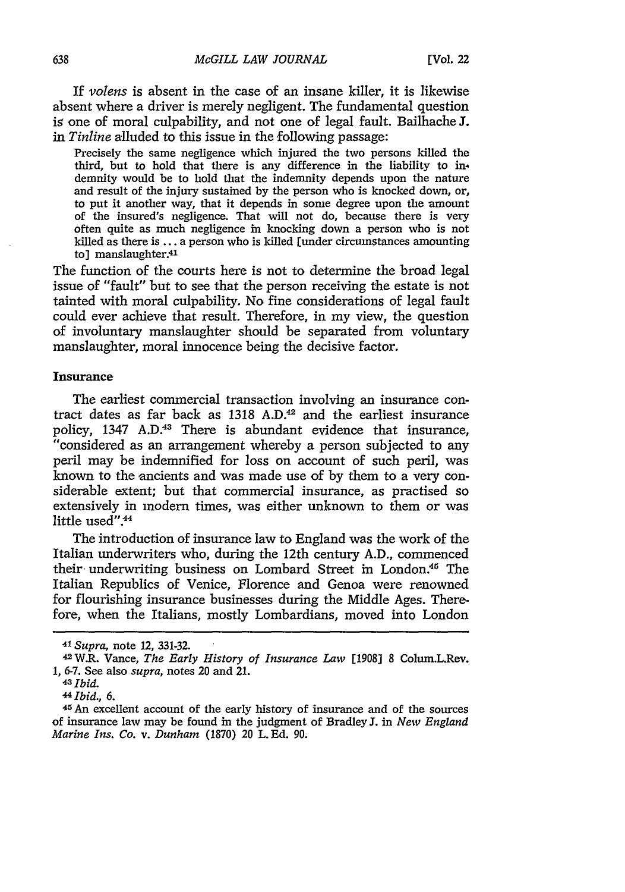If *volens* is absent in the case of an insane killer, it is likewise absent where a driver is merely negligent. The fundamental question is one of moral culpability, and not one of legal fault. Bailhache J. in *Tinline* alluded to this issue in the following passage:

> Precisely the same negligence which injured the two persons killed the third, but to hold that there is any difference in the liability to indemnity would be to hold that the indemnity depends upon the nature and result of the injury sustained by the person who is knocked down, or, to put it another way, that it depends in some degree upon the amount of the insured's negligence. That will not do, because there is very often quite as much negligence in knocking down a person who is not killed as there is ... a person who is killed [under circumstances amounting to] manslaughter.[41]

The function of the courts here is not to determine the broad legal issue of "fault" but to see that the person receiving the estate is not tainted with moral culpability. No fine considerations of legal fault could ever achieve that result. Therefore, in my view, the question of involuntary manslaughter should be separated from voluntary manslaughter, moral innocence being the decisive factor.

### Insurance

The earliest commercial transaction involving an insurance contract dates as far back as 1318 A.D.[42] and the earliest insurance policy, 1347 A.D.[43] There is abundant evidence that insurance, "considered as an arrangement whereby a person subjected to any peril may be indemnified for loss on account of such peril, was known to the ancients and was made use of by them to a very considerable extent; but that commercial insurance, as practised so extensively in modern times, was either unknown to them or was little used".[44]

The introduction of insurance law to England was the work of the Italian underwriters who, during the 12th century A.D., commenced their underwriting business on Lombard Street in London.[45] The Italian Republics of Venice, Florence and Genoa were renowned for flourishing insurance businesses during the Middle Ages. Therefore, when the Italians, mostly Lombardians, moved into London

---

[41] *Supra*, note 12, 331-32.

[42] W.R. Vance, *The Early History of Insurance Law* [1908] 8 Colum.L.Rev. 1, 6-7. See also *supra*, notes 20 and 21.

[43] *Ibid.*

[44] *Ibid.*, 6.

[45] An excellent account of the early history of insurance and of the sources of insurance law may be found in the judgment of Bradley J. in *New England Marine Ins. Co. v. Dunham* (1870) 20 L. Ed. 90.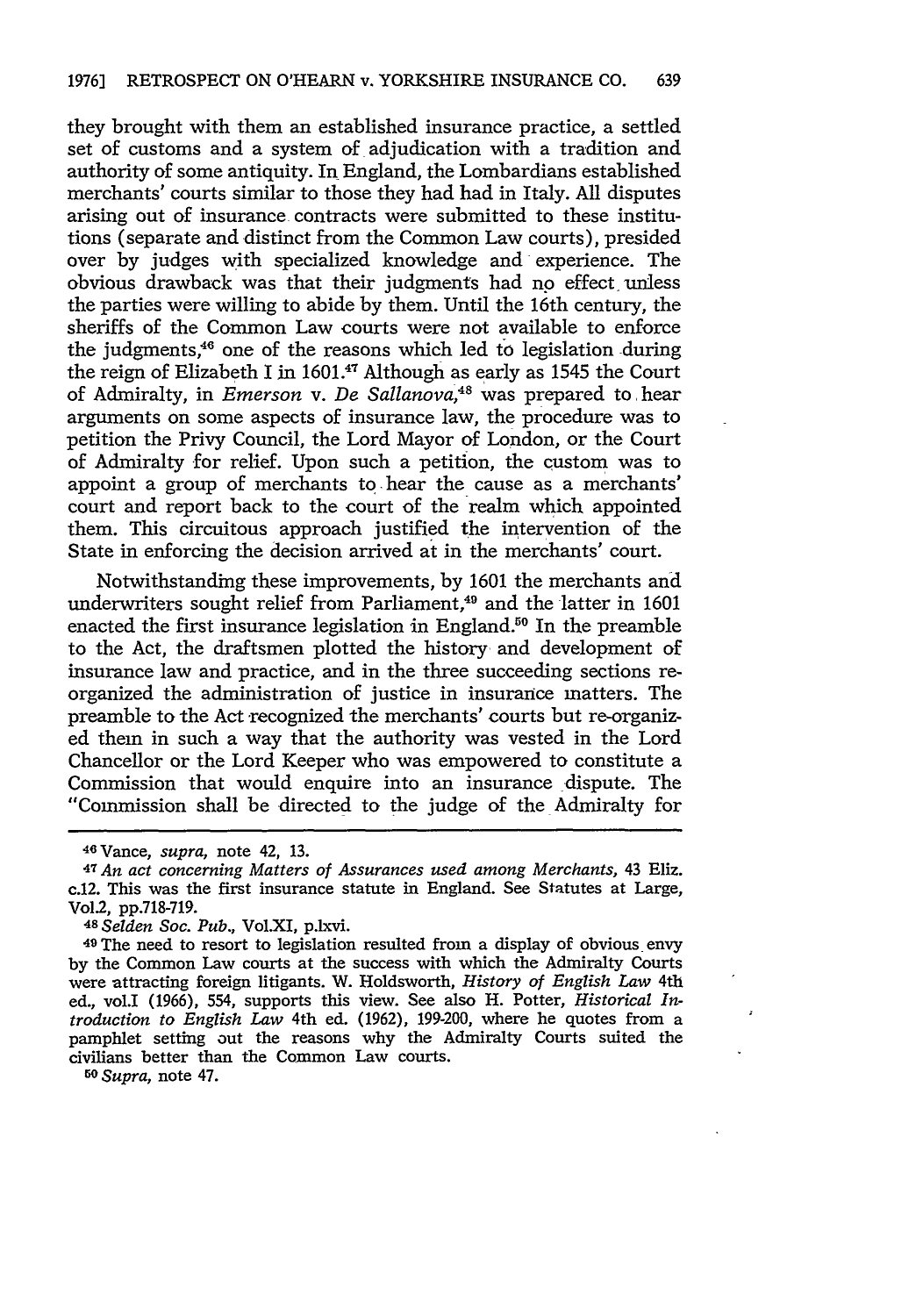they brought with them an established insurance practice, a settled set of customs and a system of adjudication with a tradition and authority of some antiquity. In England, the Lombardians established merchants' courts similar to those they had had in Italy. All disputes arising out of insurance contracts were submitted to these institutions (separate and distinct from the Common Law courts), presided over by judges with specialized knowledge and experience. The obvious drawback was that their judgments had no effect unless the parties were willing to abide by them. Until the 16th century, the sheriffs of the Common Law courts were not available to enforce the judgments,[46] one of the reasons which led to legislation during the reign of Elizabeth I in 1601.[47] Although as early as 1545 the Court of Admiralty, in *Emerson* v. *De Sallanova*,[48] was prepared to hear arguments on some aspects of insurance law, the procedure was to petition the Privy Council, the Lord Mayor of London, or the Court of Admiralty for relief. Upon such a petition, the custom was to appoint a group of merchants to hear the cause as a merchants' court and report back to the court of the realm which appointed them. This circuitous approach justified the intervention of the State in enforcing the decision arrived at in the merchants' court.

Notwithstanding these improvements, by 1601 the merchants and underwriters sought relief from Parliament,[49] and the latter in 1601 enacted the first insurance legislation in England.[50] In the preamble to the Act, the draftsmen plotted the history and development of insurance law and practice, and in the three succeeding sections reorganized the administration of justice in insurance matters. The preamble to the Act recognized the merchants' courts but re-organized them in such a way that the authority was vested in the Lord Chancellor or the Lord Keeper who was empowered to constitute a Commission that would enquire into an insurance dispute. The "Commission shall be directed to the judge of the Admiralty for

---

[46] Vance, *supra*, note 42, 13.

[47] *An act concerning Matters of Assurances used among Merchants*, 43 Eliz. c.12. This was the first insurance statute in England. See Statutes at Large, Vol.2, pp.718-719.

[48] *Selden Soc. Pub.*, Vol.XI, p.lxvi.

[49] The need to resort to legislation resulted from a display of obvious envy by the Common Law courts at the success with which the Admiralty Courts were attracting foreign litigants. W. Holdsworth, *History of English Law* 4th ed., vol.I (1966), 554, supports this view. See also H. Potter, *Historical Introduction to English Law* 4th ed. (1962), 199-200, where he quotes from a pamphlet setting out the reasons why the Admiralty Courts suited the civilians better than the Common Law courts.

[50] *Supra*, note 47.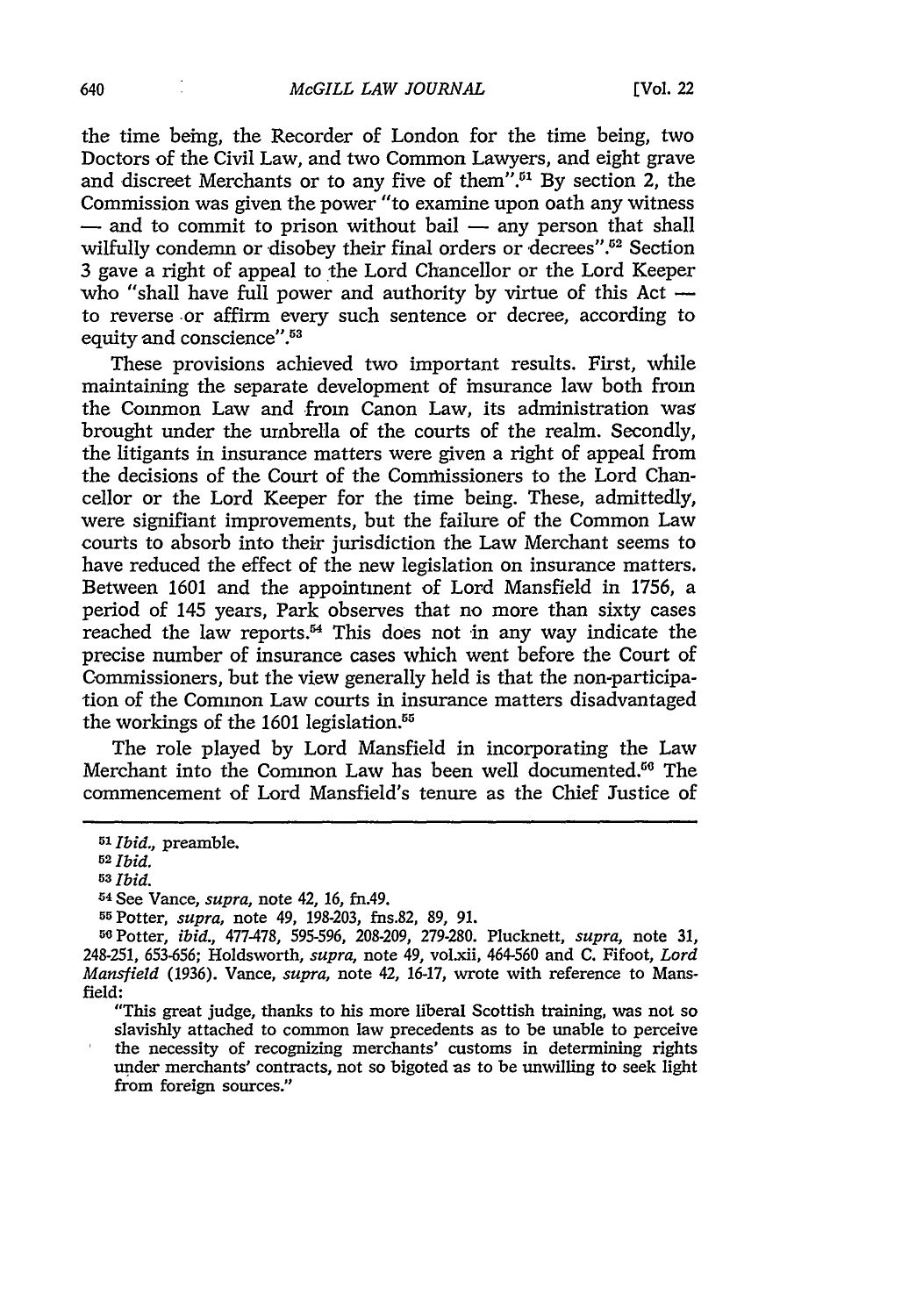the time being, the Recorder of London for the time being, two Doctors of the Civil Law, and two Common Lawyers, and eight grave and discreet Merchants or to any five of them".[51] By section 2, the Commission was given the power "to examine upon oath any witness — and to commit to prison without bail — any person that shall wilfully condemn or disobey their final orders or decrees".[52] Section 3 gave a right of appeal to the Lord Chancellor or the Lord Keeper who "shall have full power and authority by virtue of this Act — to reverse or affirm every such sentence or decree, according to equity and conscience".[53]

These provisions achieved two important results. First, while maintaining the separate development of insurance law both from the Common Law and from Canon Law, its administration was brought under the umbrella of the courts of the realm. Secondly, the litigants in insurance matters were given a right of appeal from the decisions of the Court of the Commissioners to the Lord Chancellor or the Lord Keeper for the time being. These, admittedly, were signifiant improvements, but the failure of the Common Law courts to absorb into their jurisdiction the Law Merchant seems to have reduced the effect of the new legislation on insurance matters. Between 1601 and the appointment of Lord Mansfield in 1756, a period of 145 years, Park observes that no more than sixty cases reached the law reports.[54] This does not in any way indicate the precise number of insurance cases which went before the Court of Commissioners, but the view generally held is that the non-participation of the Common Law courts in insurance matters disadvantaged the workings of the 1601 legislation.[55]

The role played by Lord Mansfield in incorporating the Law Merchant into the Common Law has been well documented.[56] The commencement of Lord Mansfield's tenure as the Chief Justice of

---

[51] *Ibid.*, preamble.

[52] *Ibid.*

[53] *Ibid.*

[54] See Vance, *supra*, note 42, 16, fn.49.

[55] Potter, *supra*, note 49, 198-203, fns.82, 89, 91.

[56] Potter, *ibid.*, 477-478, 595-596, 208-209, 279-280. Plucknett, *supra*, note 31, 248-251, 653-656; Holdsworth, *supra*, note 49, vol.xii, 464-560 and C. Fifoot, *Lord Mansfield* (1936). Vance, *supra*, note 42, 16-17, wrote with reference to Mansfield:

> "This great judge, thanks to his more liberal Scottish training, was not so slavishly attached to common law precedents as to be unable to perceive the necessity of recognizing merchants' customs in determining rights under merchants' contracts, not so bigoted as to be unwilling to seek light from foreign sources."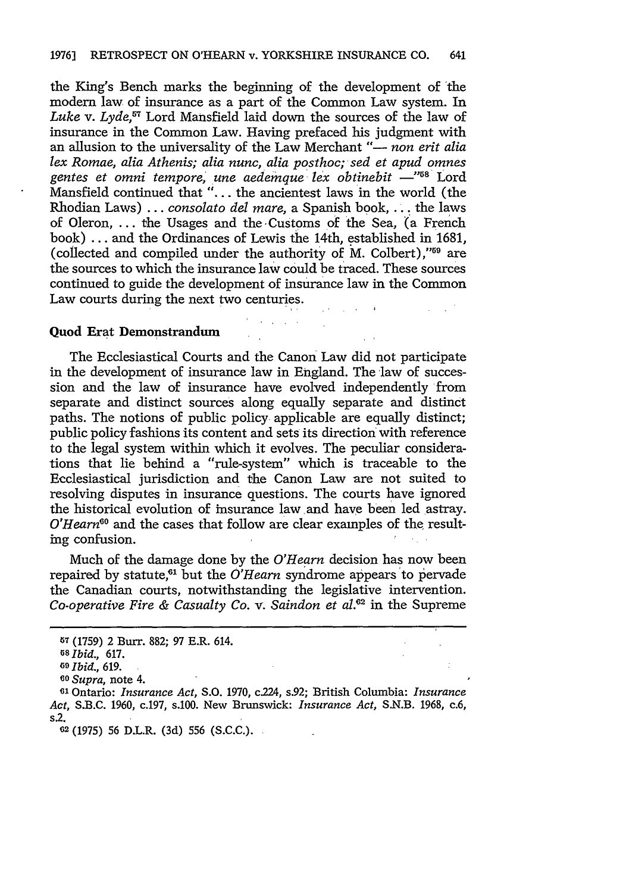the King's Bench marks the beginning of the development of the modern law of insurance as a part of the Common Law system. In *Luke v. Lyde*,[57] Lord Mansfield laid down the sources of the law of insurance in the Common Law. Having prefaced his judgment with an allusion to the universality of the Law Merchant "— *non erit alia lex Romae, alia Athenis; alia nunc, alia posthoc; sed et apud omnes gentes et omni tempore, une aedemque lex obtinebit* —"[58] Lord Mansfield continued that "... the ancientest laws in the world (the Rhodian Laws) ... *consolato del mare*, a Spanish book, ... the laws of Oleron, ... the Usages and the Customs of the Sea, (a French book) ... and the Ordinances of Lewis the 14th, established in 1681, (collected and compiled under the authority of M. Colbert),"[59] are the sources to which the insurance law could be traced. These sources continued to guide the development of insurance law in the Common Law courts during the next two centuries.

## Quod Erat Demonstrandum

The Ecclesiastical Courts and the Canon Law did not participate in the development of insurance law in England. The law of succession and the law of insurance have evolved independently from separate and distinct sources along equally separate and distinct paths. The notions of public policy applicable are equally distinct; public policy fashions its content and sets its direction with reference to the legal system within which it evolves. The peculiar considerations that lie behind a "rule-system" which is traceable to the Ecclesiastical jurisdiction and the Canon Law are not suited to resolving disputes in insurance questions. The courts have ignored the historical evolution of insurance law and have been led astray. *O'Hearn*[60] and the cases that follow are clear examples of the resulting confusion.

Much of the damage done by the *O'Hearn* decision has now been repaired by statute,[61] but the *O'Hearn* syndrome appears to pervade the Canadian courts, notwithstanding the legislative intervention. *Co-operative Fire & Casualty Co. v. Saindon et al.*[62] in the Supreme

---

[57] (1759) 2 Burr. 882; 97 E.R. 614.

[58] *Ibid.*, 617.

[59] *Ibid.*, 619.

[60] *Supra*, note 4.

[61] Ontario: *Insurance Act*, S.O. 1970, c.224, s.92; British Columbia: *Insurance Act*, S.B.C. 1960, c.197, s.100. New Brunswick: *Insurance Act*, S.N.B. 1968, c.6, s.2.

[62] (1975) 56 D.L.R. (3d) 556 (S.C.C.).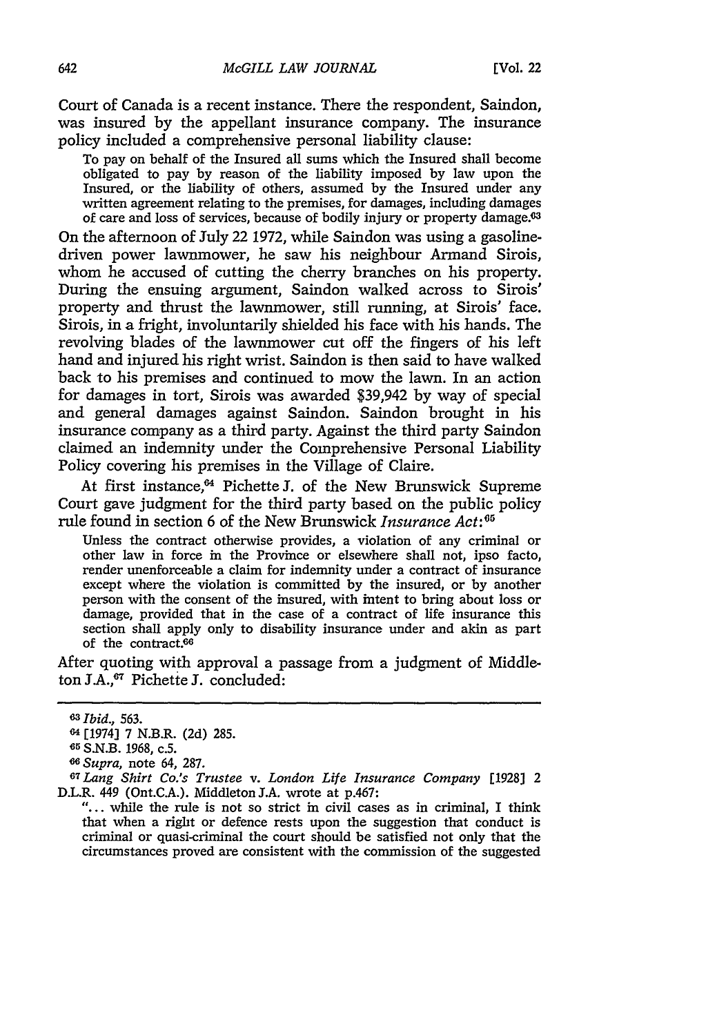Court of Canada is a recent instance. There the respondent, Saindon, was insured by the appellant insurance company. The insurance policy included a comprehensive personal liability clause:

> To pay on behalf of the Insured all sums which the Insured shall become obligated to pay by reason of the liability imposed by law upon the Insured, or the liability of others, assumed by the Insured under any written agreement relating to the premises, for damages, including damages of care and loss of services, because of bodily injury or property damage.[63]

On the afternoon of July 22 1972, while Saindon was using a gasoline-driven power lawnmower, he saw his neighbour Armand Sirois, whom he accused of cutting the cherry branches on his property. During the ensuing argument, Saindon walked across to Sirois' property and thrust the lawnmower, still running, at Sirois' face. Sirois, in a fright, involuntarily shielded his face with his hands. The revolving blades of the lawnmower cut off the fingers of his left hand and injured his right wrist. Saindon is then said to have walked back to his premises and continued to mow the lawn. In an action for damages in tort, Sirois was awarded $39,942 by way of special and general damages against Saindon. Saindon brought in his insurance company as a third party. Against the third party Saindon claimed an indemnity under the Comprehensive Personal Liability Policy covering his premises in the Village of Claire.

At first instance,[64] Pichette J. of the New Brunswick Supreme Court gave judgment for the third party based on the public policy rule found in section 6 of the New Brunswick *Insurance Act*:[65]

> Unless the contract otherwise provides, a violation of any criminal or other law in force in the Province or elsewhere shall not, ipso facto, render unenforceable a claim for indemnity under a contract of insurance except where the violation is committed by the insured, or by another person with the consent of the insured, with intent to bring about loss or damage, provided that in the case of a contract of life insurance this section shall apply only to disability insurance under and akin as part of the contract.[66]

After quoting with approval a passage from a judgment of Middleton J.A.,[67] Pichette J. concluded:

---

[63] *Ibid.*, 563.

[64] [1974] 7 N.B.R. (2d) 285.

[65] S.N.B. 1968, c.5.

[66] *Supra*, note 64, 287.

[67] *Lang Shirt Co.'s Trustee v. London Life Insurance Company* [1928] 2 D.L.R. 449 (Ont.C.A.). Middleton J.A. wrote at p.467:

"... while the rule is not so strict in civil cases as in criminal, I think that when a right or defence rests upon the suggestion that conduct is criminal or quasi-criminal the court should be satisfied not only that the circumstances proved are consistent with the commission of the suggested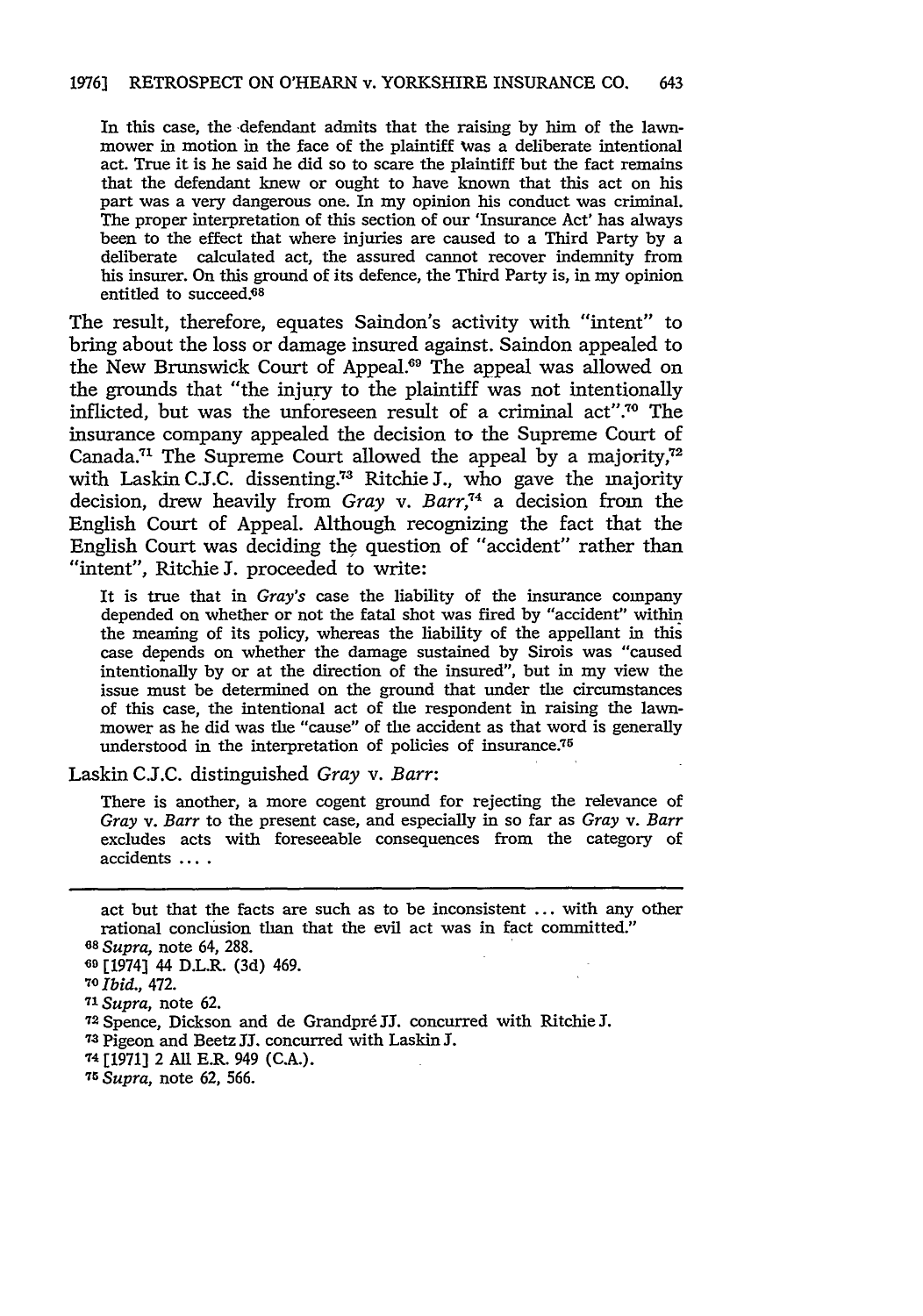In this case, the defendant admits that the raising by him of the lawnmower in motion in the face of the plaintiff was a deliberate intentional act. True it is he said he did so to scare the plaintiff but the fact remains that the defendant knew or ought to have known that this act on his part was a very dangerous one. In my opinion his conduct was criminal. The proper interpretation of this section of our 'Insurance Act' has always been to the effect that where injuries are caused to a Third Party by a deliberate calculated act, the assured cannot recover indemnity from his insurer. On this ground of its defence, the Third Party is, in my opinion entitled to succeed.[68]

The result, therefore, equates Saindon's activity with "intent" to bring about the loss or damage insured against. Saindon appealed to the New Brunswick Court of Appeal.[69] The appeal was allowed on the grounds that "the injury to the plaintiff was not intentionally inflicted, but was the unforeseen result of a criminal act".[70] The insurance company appealed the decision to the Supreme Court of Canada.[71] The Supreme Court allowed the appeal by a majority,[72] with Laskin C.J.C. dissenting.[73] Ritchie J., who gave the majority decision, drew heavily from *Gray* v. *Barr*,[74] a decision from the English Court of Appeal. Although recognizing the fact that the English Court was deciding the question of "accident" rather than "intent", Ritchie J. proceeded to write:

It is true that in *Gray's* case the liability of the insurance company depended on whether or not the fatal shot was fired by "accident" within the meaning of its policy, whereas the liability of the appellant in this case depends on whether the damage sustained by Sirois was "caused intentionally by or at the direction of the insured", but in my view the issue must be determined on the ground that under the circumstances of this case, the intentional act of the respondent in raising the lawnmower as he did was the "cause" of the accident as that word is generally understood in the interpretation of policies of insurance.[75]

Laskin C.J.C. distinguished *Gray* v. *Barr*:

There is another, a more cogent ground for rejecting the relevance of *Gray* v. *Barr* to the present case, and especially in so far as *Gray* v. *Barr* excludes acts with foreseeable consequences from the category of accidents ... .

---

act but that the facts are such as to be inconsistent ... with any other rational conclusion than that the evil act was in fact committed."

[68] *Supra*, note 64, 288.

[69] [1974] 44 D.L.R. (3d) 469.

[70] *Ibid.*, 472.

[71] *Supra*, note 62.

[72] Spence, Dickson and de Grandpré JJ. concurred with Ritchie J.

[73] Pigeon and Beetz JJ. concurred with Laskin J.

[74] [1971] 2 All E.R. 949 (C.A.).

[75] *Supra*, note 62, 566.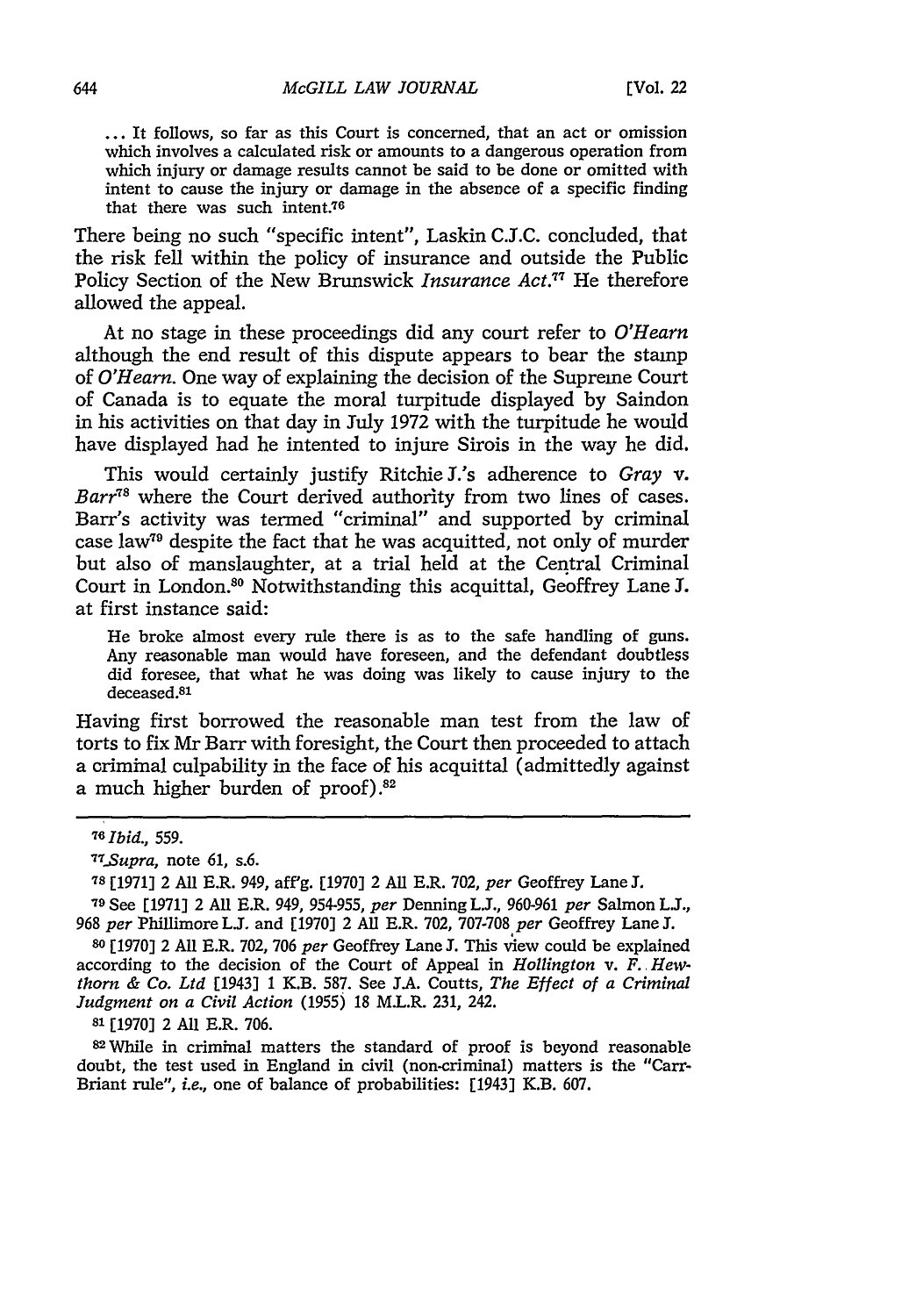> ... It follows, so far as this Court is concerned, that an act or omission which involves a calculated risk or amounts to a dangerous operation from which injury or damage results cannot be said to be done or omitted with intent to cause the injury or damage in the absence of a specific finding that there was such intent.[76]

There being no such "specific intent", Laskin C.J.C. concluded, that the risk fell within the policy of insurance and outside the Public Policy Section of the New Brunswick *Insurance Act*.[77] He therefore allowed the appeal.

At no stage in these proceedings did any court refer to *O'Hearn* although the end result of this dispute appears to bear the stamp of *O'Hearn*. One way of explaining the decision of the Supreme Court of Canada is to equate the moral turpitude displayed by Saindon in his activities on that day in July 1972 with the turpitude he would have displayed had he intented to injure Sirois in the way he did.

This would certainly justify Ritchie J.'s adherence to *Gray* v. *Barr*[78] where the Court derived authority from two lines of cases. Barr's activity was termed "criminal" and supported by criminal case law[79] despite the fact that he was acquitted, not only of murder but also of manslaughter, at a trial held at the Central Criminal Court in London.[80] Notwithstanding this acquittal, Geoffrey Lane J. at first instance said:

> He broke almost every rule there is as to the safe handling of guns. Any reasonable man would have foreseen, and the defendant doubtless did foresee, that what he was doing was likely to cause injury to the deceased.[81]

Having first borrowed the reasonable man test from the law of torts to fix Mr Barr with foresight, the Court then proceeded to attach a criminal culpability in the face of his acquittal (admittedly against a much higher burden of proof).[82]

---

[76] *Ibid.*, 559.

[77] *Supra*, note 61, s.6.

[78] [1971] 2 All E.R. 949, aff'g. [1970] 2 All E.R. 702, *per* Geoffrey Lane J.

[79] See [1971] 2 All E.R. 949, 954-955, *per* Denning L.J., 960-961 *per* Salmon L.J., 968 *per* Phillimore L.J. and [1970] 2 All E.R. 702, 707-708 *per* Geoffrey Lane J.

[80] [1970] 2 All E.R. 702, 706 *per* Geoffrey Lane J. This view could be explained according to the decision of the Court of Appeal in *Hollington* v. *F. Hewthorn & Co. Ltd* [1943] 1 K.B. 587. See J.A. Coutts, *The Effect of a Criminal Judgment on a Civil Action* (1955) 18 M.L.R. 231, 242.

[81] [1970] 2 All E.R. 706.

[82] While in criminal matters the standard of proof is beyond reasonable doubt, the test used in England in civil (non-criminal) matters is the "Carr-Briant rule", *i.e.*, one of balance of probabilities: [1943] K.B. 607.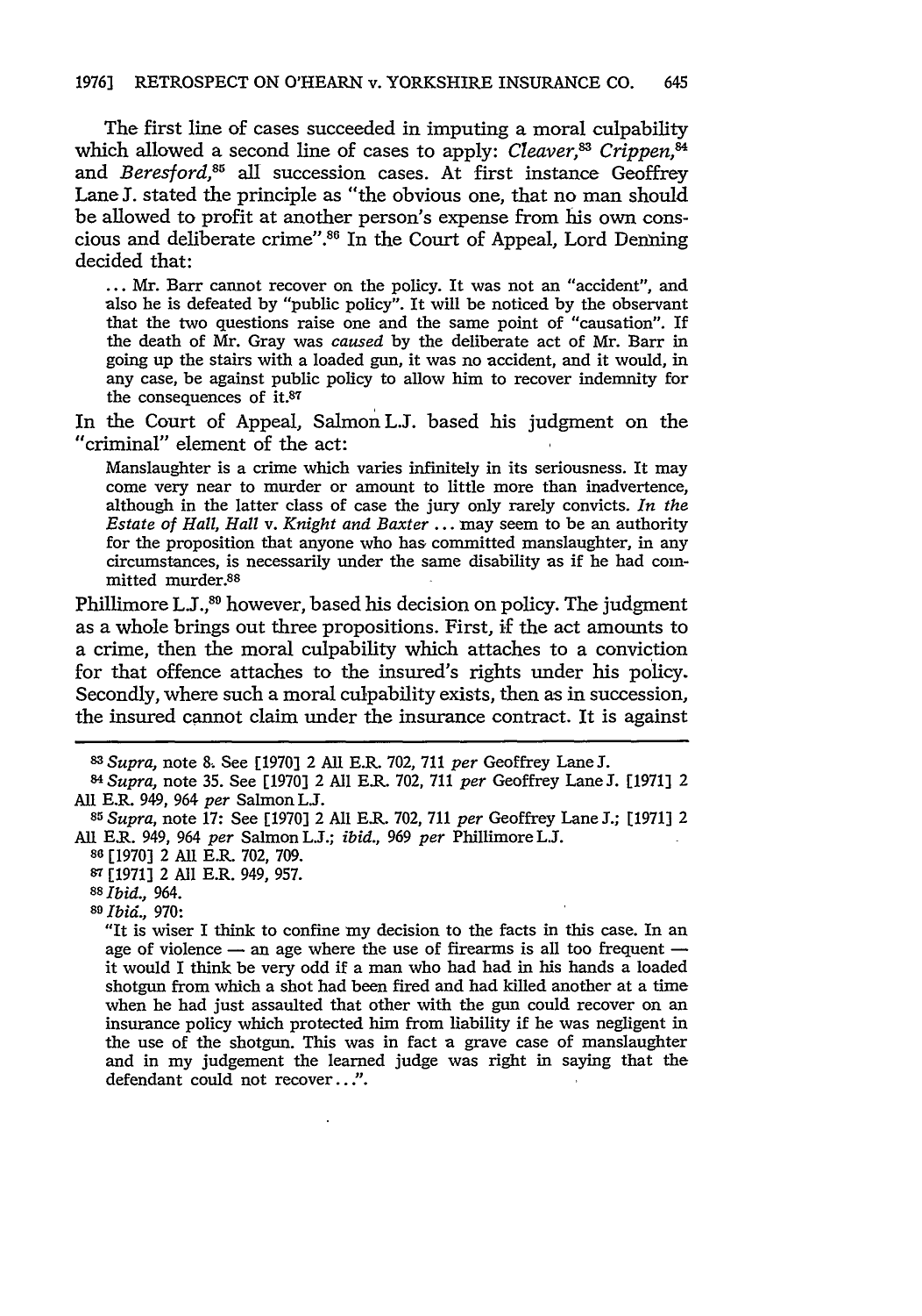The first line of cases succeeded in imputing a moral culpability which allowed a second line of cases to apply: *Cleaver*,[83] *Crippen*,[84] and *Beresford*,[85] all succession cases. At first instance Geoffrey Lane J. stated the principle as "the obvious one, that no man should be allowed to profit at another person's expense from his own conscious and deliberate crime".[86] In the Court of Appeal, Lord Denning decided that:

> ... Mr. Barr cannot recover on the policy. It was not an "accident", and also he is defeated by "public policy". It will be noticed by the observant that the two questions raise one and the same point of "causation". If the death of Mr. Gray was *caused* by the deliberate act of Mr. Barr in going up the stairs with a loaded gun, it was no accident, and it would, in any case, be against public policy to allow him to recover indemnity for the consequences of it.[87]

In the Court of Appeal, Salmon L.J. based his judgment on the "criminal" element of the act:

> Manslaughter is a crime which varies infinitely in its seriousness. It may come very near to murder or amount to little more than inadvertence, although in the latter class of case the jury only rarely convicts. *In the Estate of Hall, Hall* v. *Knight and Baxter* ... may seem to be an authority for the proposition that anyone who has committed manslaughter, in any circumstances, is necessarily under the same disability as if he had committed murder.[88]

Phillimore L.J.,[89] however, based his decision on policy. The judgment as a whole brings out three propositions. First, if the act amounts to a crime, then the moral culpability which attaches to a conviction for that offence attaches to the insured's rights under his policy. Secondly, where such a moral culpability exists, then as in succession, the insured cannot claim under the insurance contract. It is against

---

[83] *Supra*, note 8. See [1970] 2 All E.R. 702, 711 *per* Geoffrey Lane J.

[84] *Supra*, note 35. See [1970] 2 All E.R. 702, 711 *per* Geoffrey Lane J. [1971] 2 All E.R. 949, 964 *per* Salmon L.J.

[85] *Supra*, note 17: See [1970] 2 All E.R. 702, 711 *per* Geoffrey Lane J.; [1971] 2 All E.R. 949, 964 *per* Salmon L.J.; *ibid.*, 969 *per* Phillimore L.J.

[86] [1970] 2 All E.R. 702, 709.

[87] [1971] 2 All E.R. 949, 957.

[88] *Ibid.*, 964.

[89] *Ibid.*, 970:

"It is wiser I think to confine my decision to the facts in this case. In an age of violence — an age where the use of firearms is all too frequent — it would I think be very odd if a man who had had in his hands a loaded shotgun from which a shot had been fired and had killed another at a time when he had just assaulted that other with the gun could recover on an insurance policy which protected him from liability if he was negligent in the use of the shotgun. This was in fact a grave case of manslaughter and in my judgement the learned judge was right in saying that the defendant could not recover...".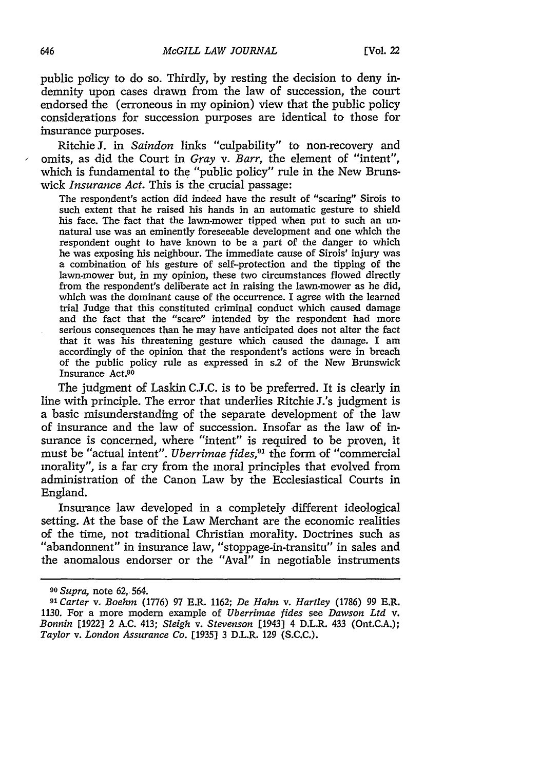public policy to do so. Thirdly, by resting the decision to deny indemnity upon cases drawn from the law of succession, the court endorsed the (erroneous in my opinion) view that the public policy considerations for succession purposes are identical to those for insurance purposes.

Ritchie J. in *Saindon* links "culpability" to non-recovery and omits, as did the Court in *Gray* v. *Barr*, the element of "intent", which is fundamental to the "public policy" rule in the New Brunswick *Insurance Act*. This is the crucial passage:

> The respondent's action did indeed have the result of "scaring" Sirois to such extent that he raised his hands in an automatic gesture to shield his face. The fact that the lawn-mower tipped when put to such an unnatural use was an eminently foreseeable development and one which the respondent ought to have known to be a part of the danger to which he was exposing his neighbour. The immediate cause of Sirois' injury was a combination of his gesture of self-protection and the tipping of the lawn-mower but, in my opinion, these two circumstances flowed directly from the respondent's deliberate act in raising the lawn-mower as he did, which was the dominant cause of the occurrence. I agree with the learned trial Judge that this constituted criminal conduct which caused damage and the fact that the "scare" intended by the respondent had more serious consequences than he may have anticipated does not alter the fact that it was his threatening gesture which caused the damage. I am accordingly of the opinion that the respondent's actions were in breach of the public policy rule as expressed in s.2 of the New Brunswick Insurance Act.[90]

The judgment of Laskin C.J.C. is to be preferred. It is clearly in line with principle. The error that underlies Ritchie J.'s judgment is a basic misunderstanding of the separate development of the law of insurance and the law of succession. Insofar as the law of insurance is concerned, where "intent" is required to be proven, it must be "actual intent". *Uberrimae fides*,[91] the form of "commercial morality", is a far cry from the moral principles that evolved from administration of the Canon Law by the Ecclesiastical Courts in England.

Insurance law developed in a completely different ideological setting. At the base of the Law Merchant are the economic realities of the time, not traditional Christian morality. Doctrines such as "abandonnent" in insurance law, "stoppage-in-transitu" in sales and the anomalous endorser or the "Aval" in negotiable instruments

---

[90] *Supra*, note 62, 564.

[91] *Carter* v. *Boehm* (1776) 97 E.R. 1162; *De Hahn* v. *Hartley* (1786) 99 E.R. 1130. For a more modern example of *Uberrimae fides* see *Dawson Ltd* v. *Bonnin* [1922] 2 A.C. 413; *Sleigh* v. *Stevenson* [1943] 4 D.L.R. 433 (Ont.C.A.); *Taylor* v. *London Assurance Co.* [1935] 3 D.L.R. 129 (S.C.C.).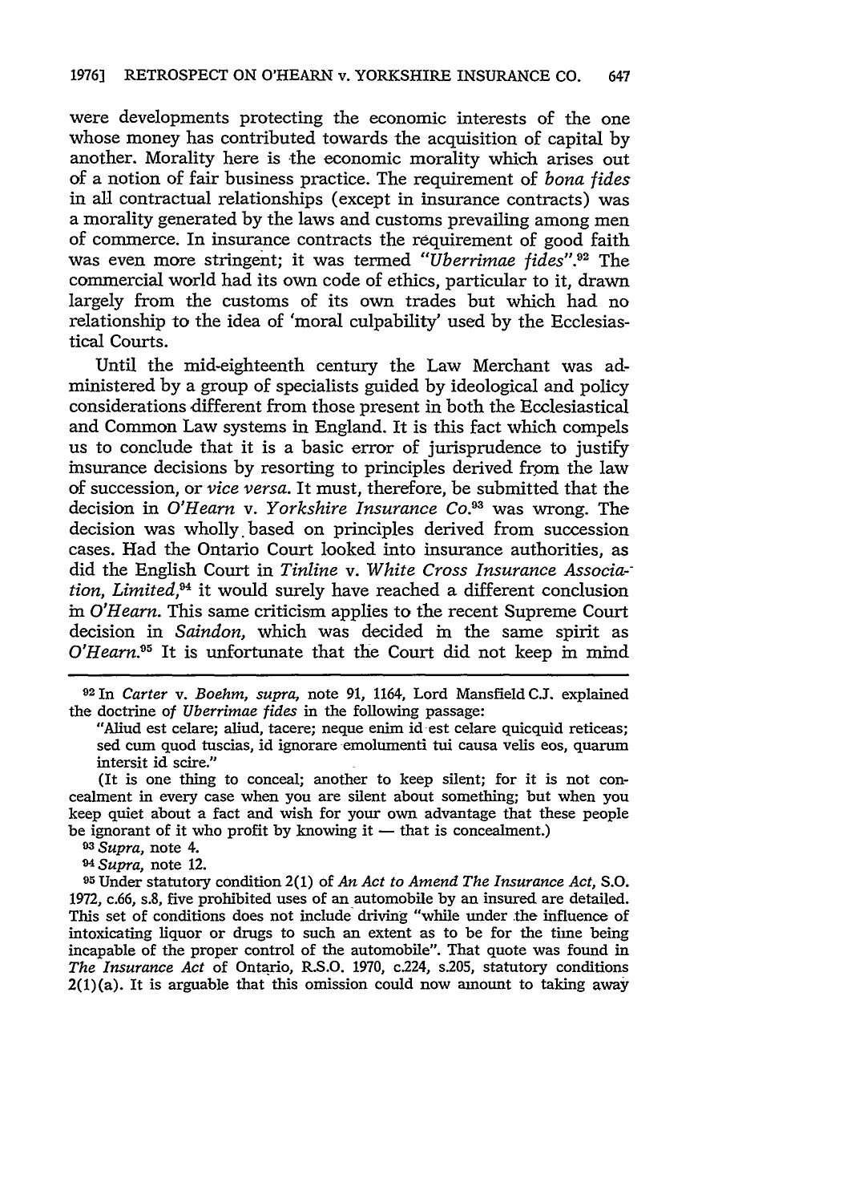were developments protecting the economic interests of the one whose money has contributed towards the acquisition of capital by another. Morality here is the economic morality which arises out of a notion of fair business practice. The requirement of *bona fides* in all contractual relationships (except in insurance contracts) was a morality generated by the laws and customs prevailing among men of commerce. In insurance contracts the requirement of good faith was even more stringent; it was termed *"Uberrimae fides"*.[92] The commercial world had its own code of ethics, particular to it, drawn largely from the customs of its own trades but which had no relationship to the idea of 'moral culpability' used by the Ecclesiastical Courts.

Until the mid-eighteenth century the Law Merchant was administered by a group of specialists guided by ideological and policy considerations different from those present in both the Ecclesiastical and Common Law systems in England. It is this fact which compels us to conclude that it is a basic error of jurisprudence to justify insurance decisions by resorting to principles derived from the law of succession, or *vice versa*. It must, therefore, be submitted that the decision in *O'Hearn* v. *Yorkshire Insurance Co.*[93] was wrong. The decision was wholly based on principles derived from succession cases. Had the Ontario Court looked into insurance authorities, as did the English Court in *Tinline* v. *White Cross Insurance Association, Limited*,[94] it would surely have reached a different conclusion in *O'Hearn*. This same criticism applies to the recent Supreme Court decision in *Saindon*, which was decided in the same spirit as *O'Hearn*.[95] It is unfortunate that the Court did not keep in mind

---

[92] In *Carter* v. *Boehm*, *supra*, note 91, 1164, Lord Mansfield C.J. explained the doctrine of *Uberrimae fides* in the following passage:

> "Aliud est celare; aliud, tacere; neque enim id est celare quicquid reticeas; sed cum quod tuscias, id ignorare emolumenti tui causa velis eos, quarum intersit id scire."

(It is one thing to conceal; another to keep silent; for it is not concealment in every case when you are silent about something; but when you keep quiet about a fact and wish for your own advantage that these people be ignorant of it who profit by knowing it — that is concealment.)

[93] *Supra*, note 4.

[94] *Supra*, note 12.

[95] Under statutory condition 2(1) of *An Act to Amend The Insurance Act*, S.O. 1972, c.66, s.8, five prohibited uses of an automobile by an insured are detailed. This set of conditions does not include driving "while under the influence of intoxicating liquor or drugs to such an extent as to be for the time being incapable of the proper control of the automobile". That quote was found in *The Insurance Act* of Ontario, R.S.O. 1970, c.224, s.205, statutory conditions 2(1)(a). It is arguable that this omission could now amount to taking away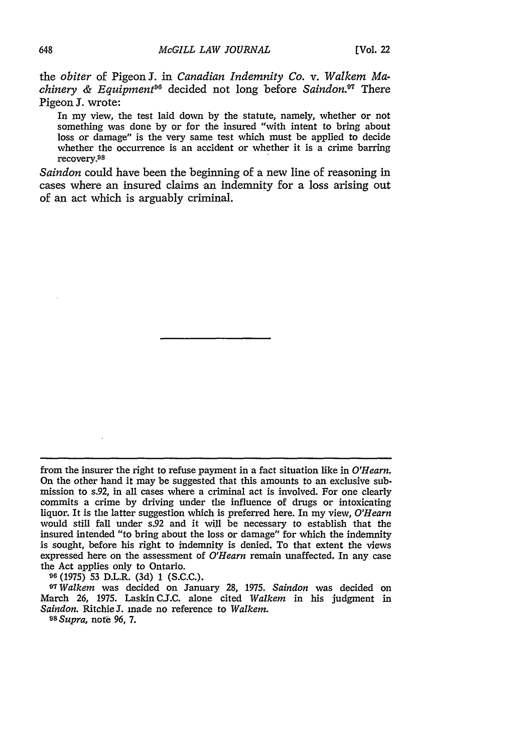the *obiter* of Pigeon J. in *Canadian Indemnity Co. v. Walkem Machinery & Equipment*[96] decided not long before *Saindon*.[97] There Pigeon J. wrote:

> In my view, the test laid down by the statute, namely, whether or not something was done by or for the insured "with intent to bring about loss or damage" is the very same test which must be applied to decide whether the occurrence is an accident or whether it is a crime barring recovery.[98]

*Saindon* could have been the beginning of a new line of reasoning in cases where an insured claims an indemnity for a loss arising out of an act which is arguably criminal.

---

from the insurer the right to refuse payment in a fact situation like in *O'Hearn*. On the other hand it may be suggested that this amounts to an exclusive submission to s.92, in all cases where a criminal act is involved. For one clearly commits a crime by driving under the influence of drugs or intoxicating liquor. It is the latter suggestion which is preferred here. In my view, *O'Hearn* would still fall under s.92 and it will be necessary to establish that the insured intended "to bring about the loss or damage" for which the indemnity is sought, before his right to indemnity is denied. To that extent the views expressed here on the assessment of *O'Hearn* remain unaffected. In any case the Act applies only to Ontario.

[96] (1975) 53 D.L.R. (3d) 1 (S.C.C.).

[97] *Walkem* was decided on January 28, 1975. *Saindon* was decided on March 26, 1975. Laskin C.J.C. alone cited *Walkem* in his judgment in *Saindon*. Ritchie J. made no reference to *Walkem*.

[98] *Supra*, note 96, 7.